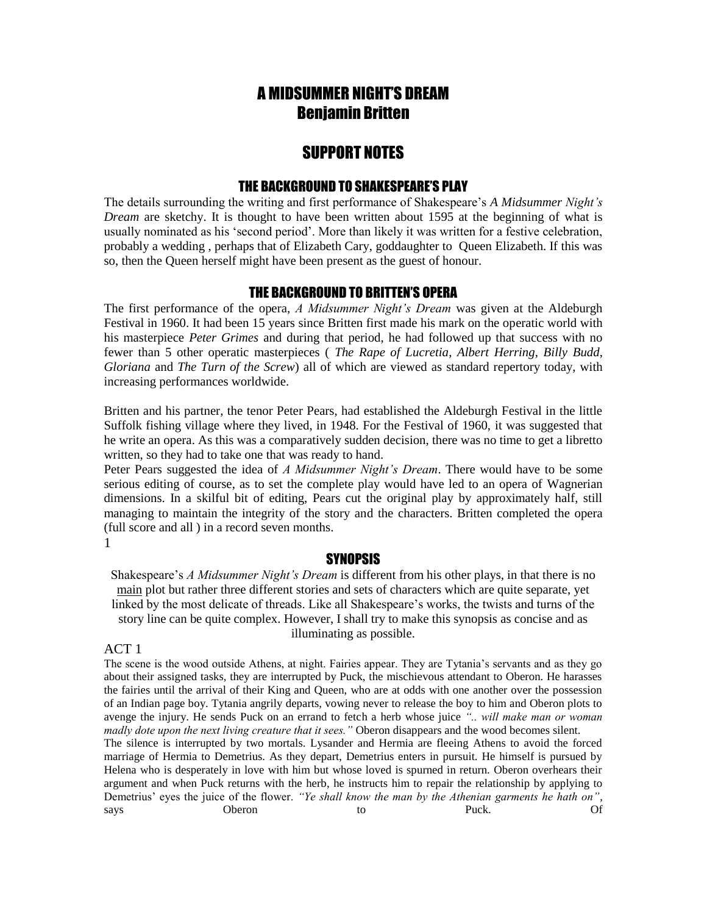# A MIDSUMMER NIGHT'S DREAM
# Benjamin Britten

## SUPPORT NOTES

### THE BACKGROUND TO SHAKESPEARE'S PLAY

The details surrounding the writing and first performance of Shakespeare's *A Midsummer Night's Dream* are sketchy. It is thought to have been written about 1595 at the beginning of what is usually nominated as his 'second period'. More than likely it was written for a festive celebration, probably a wedding , perhaps that of Elizabeth Cary, goddaughter to Queen Elizabeth. If this was so, then the Queen herself might have been present as the guest of honour.

### THE BACKGROUND TO BRITTEN'S OPERA

The first performance of the opera, *A Midsummer Night's Dream* was given at the Aldeburgh Festival in 1960. It had been 15 years since Britten first made his mark on the operatic world with his masterpiece *Peter Grimes* and during that period, he had followed up that success with no fewer than 5 other operatic masterpieces ( *The Rape of Lucretia*, *Albert Herring*, *Billy Budd*, *Gloriana* and *The Turn of the Screw*) all of which are viewed as standard repertory today, with increasing performances worldwide.

Britten and his partner, the tenor Peter Pears, had established the Aldeburgh Festival in the little Suffolk fishing village where they lived, in 1948. For the Festival of 1960, it was suggested that he write an opera. As this was a comparatively sudden decision, there was no time to get a libretto written, so they had to take one that was ready to hand.

Peter Pears suggested the idea of *A Midsummer Night's Dream*. There would have to be some serious editing of course, as to set the complete play would have led to an opera of Wagnerian dimensions. In a skilful bit of editing, Pears cut the original play by approximately half, still managing to maintain the integrity of the story and the characters. Britten completed the opera (full score and all ) in a record seven months.

### SYNOPSIS

Shakespeare's *A Midsummer Night's Dream* is different from his other plays, in that there is no main plot but rather three different stories and sets of characters which are quite separate, yet linked by the most delicate of threads. Like all Shakespeare's works, the twists and turns of the story line can be quite complex. However, I shall try to make this synopsis as concise and as illuminating as possible.

ACT 1

The scene is the wood outside Athens, at night. Fairies appear. They are Tytania's servants and as they go about their assigned tasks, they are interrupted by Puck, the mischievous attendant to Oberon. He harasses the fairies until the arrival of their King and Queen, who are at odds with one another over the possession of an Indian page boy. Tytania angrily departs, vowing never to release the boy to him and Oberon plots to avenge the injury. He sends Puck on an errand to fetch a herb whose juice *".. will make man or woman madly dote upon the next living creature that it sees."* Oberon disappears and the wood becomes silent.

The silence is interrupted by two mortals. Lysander and Hermia are fleeing Athens to avoid the forced marriage of Hermia to Demetrius. As they depart, Demetrius enters in pursuit. He himself is pursued by Helena who is desperately in love with him but whose loved is spurned in return. Oberon overhears their argument and when Puck returns with the herb, he instructs him to repair the relationship by applying to Demetrius' eyes the juice of the flower. *"Ye shall know the man by the Athenian garments he hath on"*, says Oberon to Puck. Of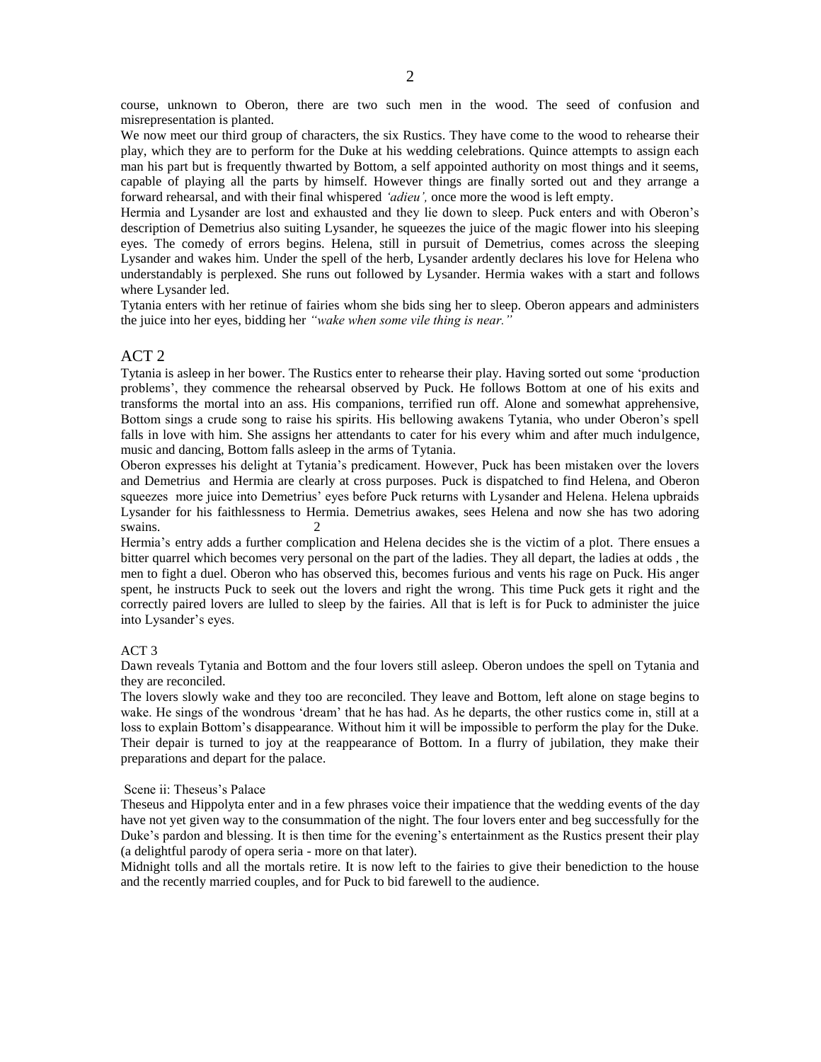course, unknown to Oberon, there are two such men in the wood. The seed of confusion and misrepresentation is planted.

We now meet our third group of characters, the six Rustics. They have come to the wood to rehearse their play, which they are to perform for the Duke at his wedding celebrations. Quince attempts to assign each man his part but is frequently thwarted by Bottom, a self appointed authority on most things and it seems, capable of playing all the parts by himself. However things are finally sorted out and they arrange a forward rehearsal, and with their final whispered *'adieu',* once more the wood is left empty.

Hermia and Lysander are lost and exhausted and they lie down to sleep. Puck enters and with Oberon's description of Demetrius also suiting Lysander, he squeezes the juice of the magic flower into his sleeping eyes. The comedy of errors begins. Helena, still in pursuit of Demetrius, comes across the sleeping Lysander and wakes him. Under the spell of the herb, Lysander ardently declares his love for Helena who understandably is perplexed. She runs out followed by Lysander. Hermia wakes with a start and follows where Lysander led.

Tytania enters with her retinue of fairies whom she bids sing her to sleep. Oberon appears and administers the juice into her eyes, bidding her *"wake when some vile thing is near."*

## ACT 2

Tytania is asleep in her bower. The Rustics enter to rehearse their play. Having sorted out some 'production problems', they commence the rehearsal observed by Puck. He follows Bottom at one of his exits and transforms the mortal into an ass. His companions, terrified run off. Alone and somewhat apprehensive, Bottom sings a crude song to raise his spirits. His bellowing awakens Tytania, who under Oberon's spell falls in love with him. She assigns her attendants to cater for his every whim and after much indulgence, music and dancing, Bottom falls asleep in the arms of Tytania.

Oberon expresses his delight at Tytania's predicament. However, Puck has been mistaken over the lovers and Demetrius and Hermia are clearly at cross purposes. Puck is dispatched to find Helena, and Oberon squeezes more juice into Demetrius' eyes before Puck returns with Lysander and Helena. Helena upbraids Lysander for his faithlessness to Hermia. Demetrius awakes, sees Helena and now she has two adoring swains.

Hermia's entry adds a further complication and Helena decides she is the victim of a plot. There ensues a bitter quarrel which becomes very personal on the part of the ladies. They all depart, the ladies at odds , the men to fight a duel. Oberon who has observed this, becomes furious and vents his rage on Puck. His anger spent, he instructs Puck to seek out the lovers and right the wrong. This time Puck gets it right and the correctly paired lovers are lulled to sleep by the fairies. All that is left is for Puck to administer the juice into Lysander's eyes.

## ACT 3

Dawn reveals Tytania and Bottom and the four lovers still asleep. Oberon undoes the spell on Tytania and they are reconciled.

The lovers slowly wake and they too are reconciled. They leave and Bottom, left alone on stage begins to wake. He sings of the wondrous 'dream' that he has had. As he departs, the other rustics come in, still at a loss to explain Bottom's disappearance. Without him it will be impossible to perform the play for the Duke. Their depair is turned to joy at the reappearance of Bottom. In a flurry of jubilation, they make their preparations and depart for the palace.

### Scene ii: Theseus's Palace

Theseus and Hippolyta enter and in a few phrases voice their impatience that the wedding events of the day have not yet given way to the consummation of the night. The four lovers enter and beg successfully for the Duke's pardon and blessing. It is then time for the evening's entertainment as the Rustics present their play (a delightful parody of opera seria - more on that later).

Midnight tolls and all the mortals retire. It is now left to the fairies to give their benediction to the house and the recently married couples, and for Puck to bid farewell to the audience.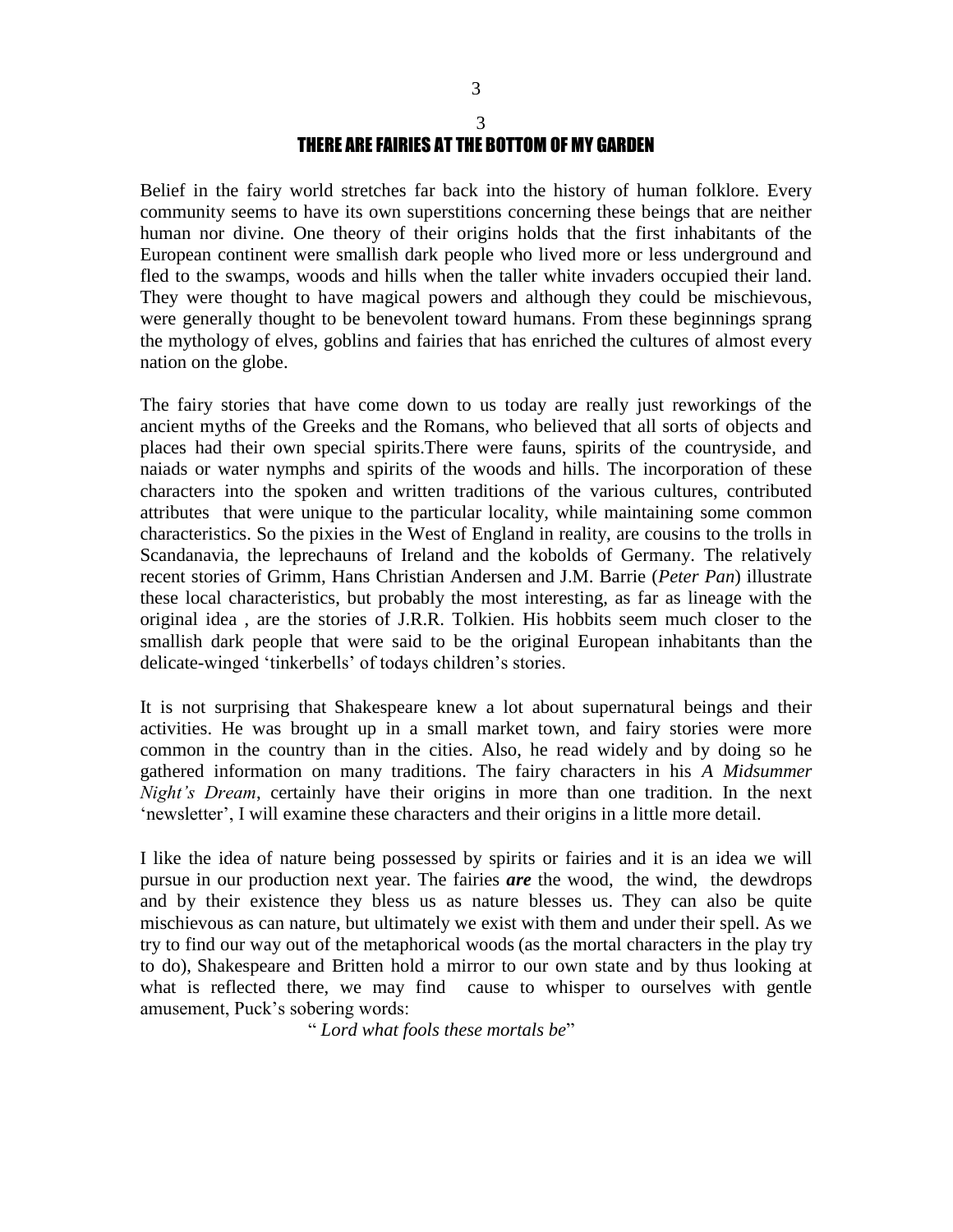# THERE ARE FAIRIES AT THE BOTTOM OF MY GARDEN

Belief in the fairy world stretches far back into the history of human folklore. Every community seems to have its own superstitions concerning these beings that are neither human nor divine. One theory of their origins holds that the first inhabitants of the European continent were smallish dark people who lived more or less underground and fled to the swamps, woods and hills when the taller white invaders occupied their land. They were thought to have magical powers and although they could be mischievous, were generally thought to be benevolent toward humans. From these beginnings sprang the mythology of elves, goblins and fairies that has enriched the cultures of almost every nation on the globe.

The fairy stories that have come down to us today are really just reworkings of the ancient myths of the Greeks and the Romans, who believed that all sorts of objects and places had their own special spirits.There were fauns, spirits of the countryside, and naiads or water nymphs and spirits of the woods and hills. The incorporation of these characters into the spoken and written traditions of the various cultures, contributed attributes that were unique to the particular locality, while maintaining some common characteristics. So the pixies in the West of England in reality, are cousins to the trolls in Scandanavia, the leprechauns of Ireland and the kobolds of Germany. The relatively recent stories of Grimm, Hans Christian Andersen and J.M. Barrie (*Peter Pan*) illustrate these local characteristics, but probably the most interesting, as far as lineage with the original idea , are the stories of J.R.R. Tolkien. His hobbits seem much closer to the smallish dark people that were said to be the original European inhabitants than the delicate-winged 'tinkerbells' of todays children's stories.

It is not surprising that Shakespeare knew a lot about supernatural beings and their activities. He was brought up in a small market town, and fairy stories were more common in the country than in the cities. Also, he read widely and by doing so he gathered information on many traditions. The fairy characters in his *A Midsummer Night's Dream*, certainly have their origins in more than one tradition. In the next 'newsletter', I will examine these characters and their origins in a little more detail.

I like the idea of nature being possessed by spirits or fairies and it is an idea we will pursue in our production next year. The fairies ***are*** the wood, the wind, the dewdrops and by their existence they bless us as nature blesses us. They can also be quite mischievous as can nature, but ultimately we exist with them and under their spell. As we try to find our way out of the metaphorical woods (as the mortal characters in the play try to do), Shakespeare and Britten hold a mirror to our own state and by thus looking at what is reflected there, we may find cause to whisper to ourselves with gentle amusement, Puck's sobering words:

" *Lord what fools these mortals be*"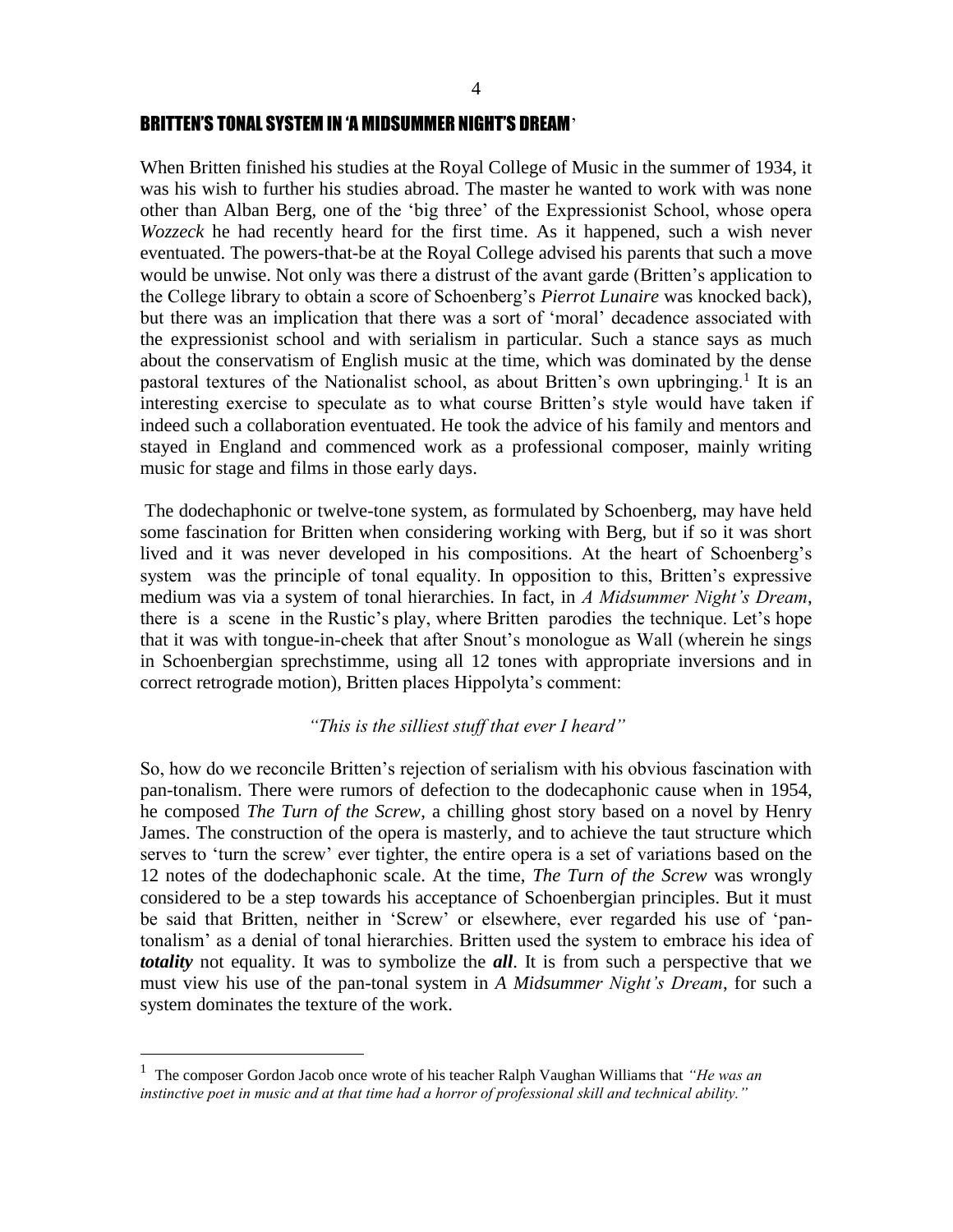## BRITTEN'S TONAL SYSTEM IN 'A MIDSUMMER NIGHT'S DREAM'

When Britten finished his studies at the Royal College of Music in the summer of 1934, it was his wish to further his studies abroad. The master he wanted to work with was none other than Alban Berg, one of the 'big three' of the Expressionist School, whose opera *Wozzeck* he had recently heard for the first time. As it happened, such a wish never eventuated. The powers-that-be at the Royal College advised his parents that such a move would be unwise. Not only was there a distrust of the avant garde (Britten's application to the College library to obtain a score of Schoenberg's *Pierrot Lunaire* was knocked back), but there was an implication that there was a sort of 'moral' decadence associated with the expressionist school and with serialism in particular. Such a stance says as much about the conservatism of English music at the time, which was dominated by the dense pastoral textures of the Nationalist school, as about Britten's own upbringing.[1] It is an interesting exercise to speculate as to what course Britten's style would have taken if indeed such a collaboration eventuated. He took the advice of his family and mentors and stayed in England and commenced work as a professional composer, mainly writing music for stage and films in those early days.

The dodechaphonic or twelve-tone system, as formulated by Schoenberg, may have held some fascination for Britten when considering working with Berg, but if so it was short lived and it was never developed in his compositions. At the heart of Schoenberg's system was the principle of tonal equality. In opposition to this, Britten's expressive medium was via a system of tonal hierarchies. In fact, in *A Midsummer Night's Dream*, there is a scene in the Rustic's play, where Britten parodies the technique. Let's hope that it was with tongue-in-cheek that after Snout's monologue as Wall (wherein he sings in Schoenbergian sprechstimme, using all 12 tones with appropriate inversions and in correct retrograde motion), Britten places Hippolyta's comment:

*"This is the silliest stuff that ever I heard"*

So, how do we reconcile Britten's rejection of serialism with his obvious fascination with pan-tonalism. There were rumors of defection to the dodecaphonic cause when in 1954, he composed *The Turn of the Screw*, a chilling ghost story based on a novel by Henry James. The construction of the opera is masterly, and to achieve the taut structure which serves to 'turn the screw' ever tighter, the entire opera is a set of variations based on the 12 notes of the dodechaphonic scale. At the time, *The Turn of the Screw* was wrongly considered to be a step towards his acceptance of Schoenbergian principles. But it must be said that Britten, neither in 'Screw' or elsewhere, ever regarded his use of 'pan-tonalism' as a denial of tonal hierarchies. Britten used the system to embrace his idea of ***totality*** not equality. It was to symbolize the ***all***. It is from such a perspective that we must view his use of the pan-tonal system in *A Midsummer Night's Dream*, for such a system dominates the texture of the work.

---

[1] The composer Gordon Jacob once wrote of his teacher Ralph Vaughan Williams that *"He was an instinctive poet in music and at that time had a horror of professional skill and technical ability."*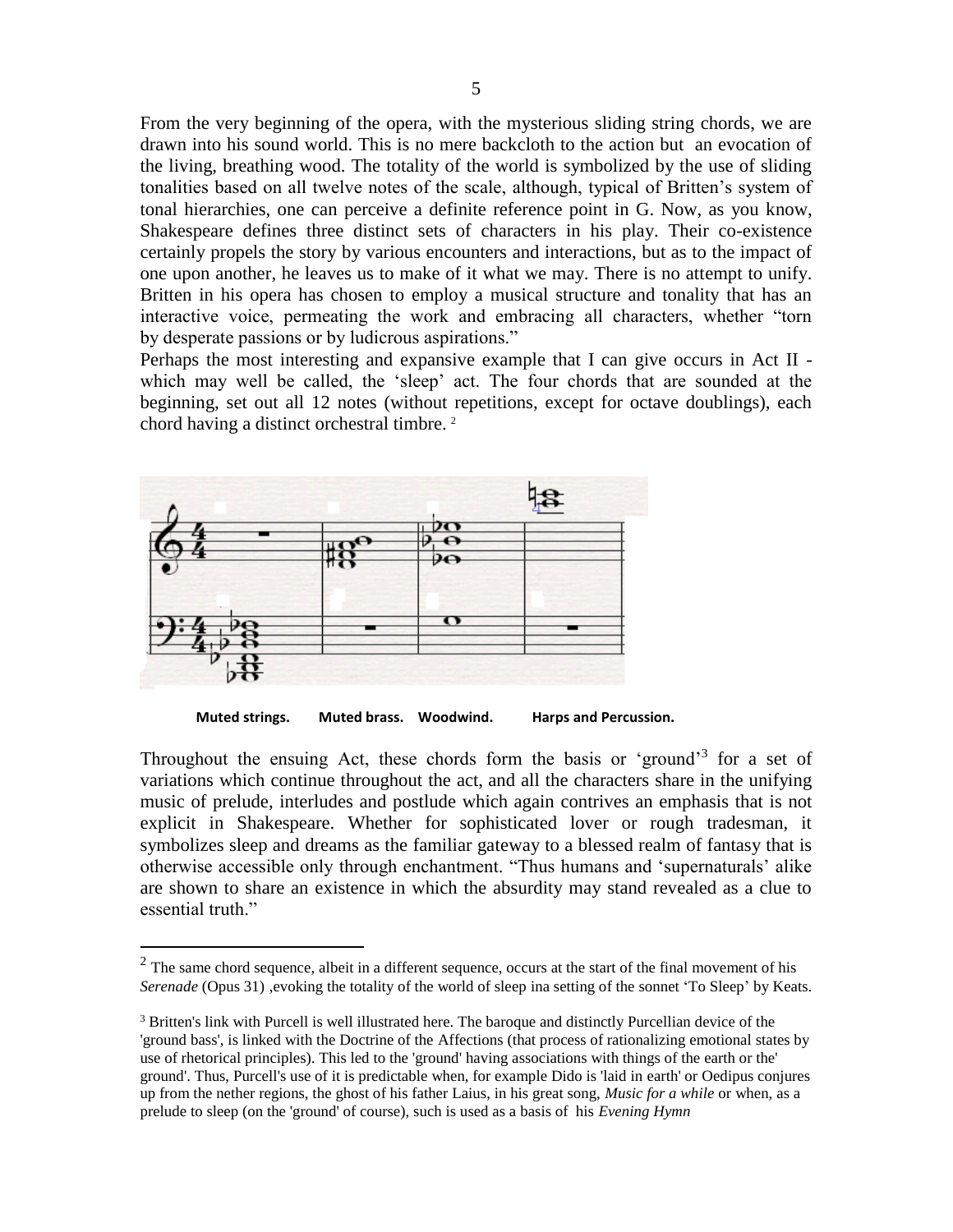From the very beginning of the opera, with the mysterious sliding string chords, we are drawn into his sound world. This is no mere backcloth to the action but an evocation of the living, breathing wood. The totality of the world is symbolized by the use of sliding tonalities based on all twelve notes of the scale, although, typical of Britten's system of tonal hierarchies, one can perceive a definite reference point in G. Now, as you know, Shakespeare defines three distinct sets of characters in his play. Their co-existence certainly propels the story by various encounters and interactions, but as to the impact of one upon another, he leaves us to make of it what we may. There is no attempt to unify. Britten in his opera has chosen to employ a musical structure and tonality that has an interactive voice, permeating the work and embracing all characters, whether "torn by desperate passions or by ludicrous aspirations."

Perhaps the most interesting and expansive example that I can give occurs in Act II - which may well be called, the 'sleep' act. The four chords that are sounded at the beginning, set out all 12 notes (without repetitions, except for octave doublings), each chord having a distinct orchestral timbre. [2]

**Muted strings. Muted brass. Woodwind. Harps and Percussion.**

Throughout the ensuing Act, these chords form the basis or 'ground'[3] for a set of variations which continue throughout the act, and all the characters share in the unifying music of prelude, interludes and postlude which again contrives an emphasis that is not explicit in Shakespeare. Whether for sophisticated lover or rough tradesman, it symbolizes sleep and dreams as the familiar gateway to a blessed realm of fantasy that is otherwise accessible only through enchantment. "Thus humans and 'supernaturals' alike are shown to share an existence in which the absurdity may stand revealed as a clue to essential truth."

---

[2] The same chord sequence, albeit in a different sequence, occurs at the start of the final movement of his *Serenade* (Opus 31) ,evoking the totality of the world of sleep ina setting of the sonnet 'To Sleep' by Keats.

[3] Britten's link with Purcell is well illustrated here. The baroque and distinctly Purcellian device of the 'ground bass', is linked with the Doctrine of the Affections (that process of rationalizing emotional states by use of rhetorical principles). This led to the 'ground' having associations with things of the earth or the' ground'. Thus, Purcell's use of it is predictable when, for example Dido is 'laid in earth' or Oedipus conjures up from the nether regions, the ghost of his father Laius, in his great song, *Music for a while* or when, as a prelude to sleep (on the 'ground' of course), such is used as a basis of his *Evening Hymn*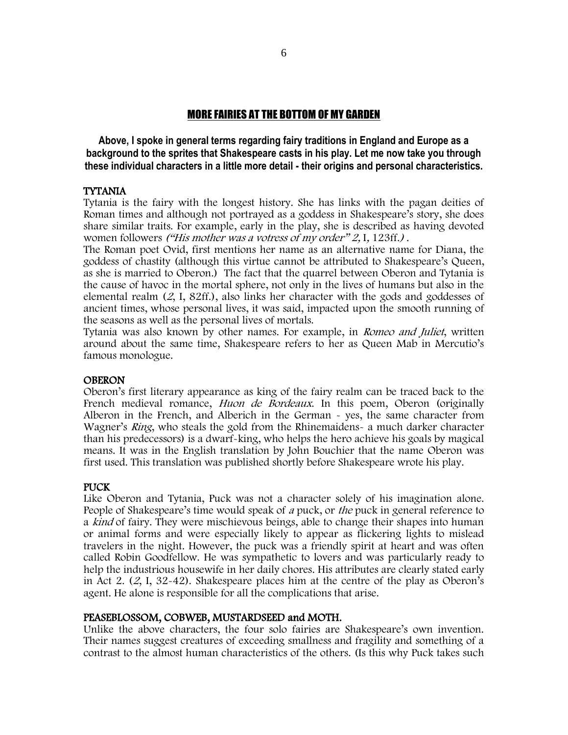## MORE FAIRIES AT THE BOTTOM OF MY GARDEN

**Above, I spoke in general terms regarding fairy traditions in England and Europe as a background to the sprites that Shakespeare casts in his play. Let me now take you through these individual characters in a little more detail - their origins and personal characteristics.**

### TYTANIA

Tytania is the fairy with the longest history. She has links with the pagan deities of Roman times and although not portrayed as a goddess in Shakespeare's story, she does share similar traits. For example, early in the play, she is described as having devoted women followers *("His mother was a votress of my order" 2,* I, 123ff.*)* .

The Roman poet Ovid, first mentions her name as an alternative name for Diana, the goddess of chastity (although this virtue cannot be attributed to Shakespeare's Queen, as she is married to Oberon.) The fact that the quarrel between Oberon and Tytania is the cause of havoc in the mortal sphere, not only in the lives of humans but also in the elemental realm (*2*, I, 82ff.), also links her character with the gods and goddesses of ancient times, whose personal lives, it was said, impacted upon the smooth running of the seasons as well as the personal lives of mortals.

Tytania was also known by other names. For example, in *Romeo and Juliet*, written around about the same time, Shakespeare refers to her as Queen Mab in Mercutio's famous monologue.

### OBERON

Oberon's first literary appearance as king of the fairy realm can be traced back to the French medieval romance, *Huon de Bordeaux*. In this poem, Oberon (originally Alberon in the French, and Alberich in the German - yes, the same character from Wagner's *Ring*, who steals the gold from the Rhinemaidens- a much darker character than his predecessors) is a dwarf-king, who helps the hero achieve his goals by magical means. It was in the English translation by John Bouchier that the name Oberon was first used. This translation was published shortly before Shakespeare wrote his play.

### PUCK

Like Oberon and Tytania, Puck was not a character solely of his imagination alone. People of Shakespeare's time would speak of *a* puck, or *the* puck in general reference to a *kind* of fairy. They were mischievous beings, able to change their shapes into human or animal forms and were especially likely to appear as flickering lights to mislead travelers in the night. However, the puck was a friendly spirit at heart and was often called Robin Goodfellow. He was sympathetic to lovers and was particularly ready to help the industrious housewife in her daily chores. His attributes are clearly stated early in Act 2. (*2*, I, 32-42). Shakespeare places him at the centre of the play as Oberon's agent. He alone is responsible for all the complications that arise.

### PEASEBLOSSOM, COBWEB, MUSTARDSEED and MOTH.

Unlike the above characters, the four solo fairies are Shakespeare's own invention. Their names suggest creatures of exceeding smallness and fragility and something of a contrast to the almost human characteristics of the others. (Is this why Puck takes such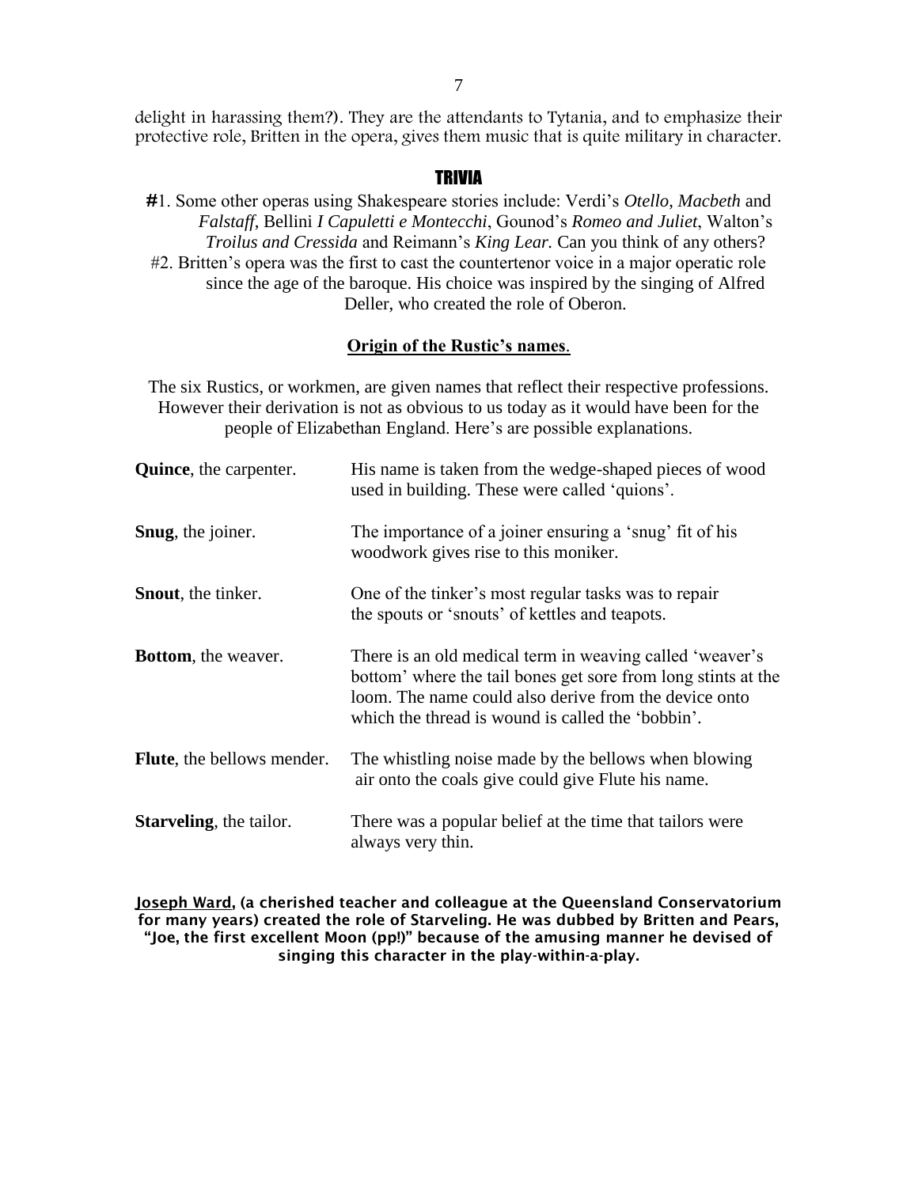delight in harassing them?). They are the attendants to Tytania, and to emphasize their protective role, Britten in the opera, gives them music that is quite military in character.

## TRIVIA

**#**1. Some other operas using Shakespeare stories include: Verdi's *Otello, Macbeth* and *Falstaff*, Bellini *I Capuletti e Montecchi*, Gounod's *Romeo and Juliet*, Walton's *Troilus and Cressida* and Reimann's *King Lear.* Can you think of any others?

#2. Britten's opera was the first to cast the countertenor voice in a major operatic role since the age of the baroque. His choice was inspired by the singing of Alfred Deller, who created the role of Oberon.

### Origin of the Rustic's names.

The six Rustics, or workmen, are given names that reflect their respective professions. However their derivation is not as obvious to us today as it would have been for the people of Elizabethan England. Here's are possible explanations.

| | |
|---|---|
| **Quince**, the carpenter. | His name is taken from the wedge-shaped pieces of wood used in building. These were called 'quions'. |
| **Snug**, the joiner. | The importance of a joiner ensuring a 'snug' fit of his woodwork gives rise to this moniker. |
| **Snout**, the tinker. | One of the tinker's most regular tasks was to repair the spouts or 'snouts' of kettles and teapots. |
| **Bottom**, the weaver. | There is an old medical term in weaving called 'weaver's bottom' where the tail bones get sore from long stints at the loom. The name could also derive from the device onto which the thread is wound is called the 'bobbin'. |
| **Flute**, the bellows mender. | The whistling noise made by the bellows when blowing air onto the coals give could give Flute his name. |
| **Starveling**, the tailor. | There was a popular belief at the time that tailors were always very thin. |

**Joseph Ward, (a cherished teacher and colleague at the Queensland Conservatorium for many years) created the role of Starveling. He was dubbed by Britten and Pears, "Joe, the first excellent Moon (pp!)" because of the amusing manner he devised of singing this character in the play-within-a-play.**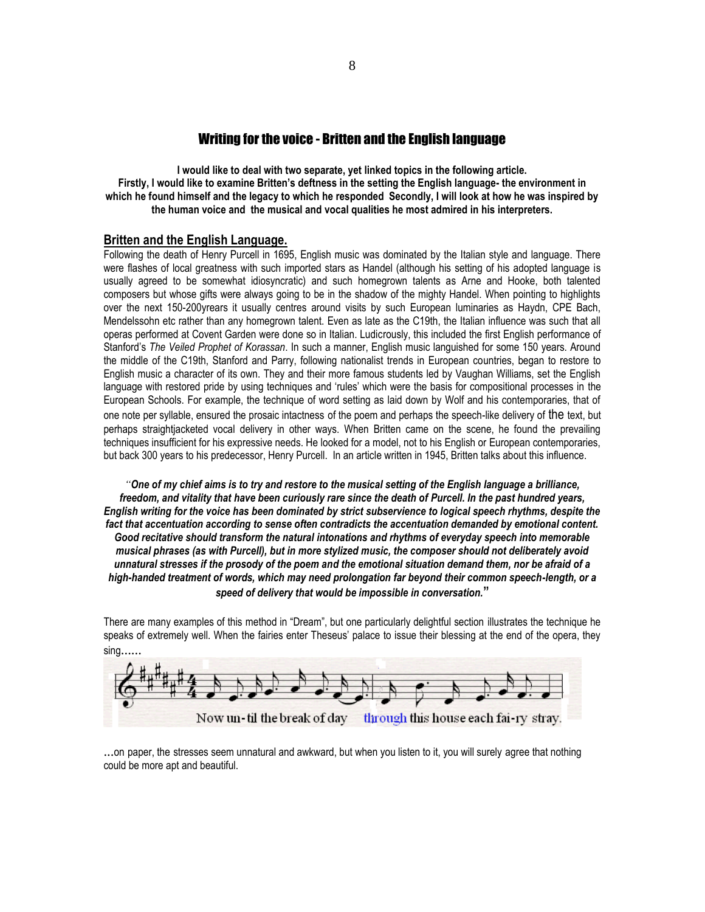## Writing for the voice - Britten and the English language

**I would like to deal with two separate, yet linked topics in the following article. Firstly, I would like to examine Britten's deftness in the setting the English language- the environment in which he found himself and the legacy to which he responded Secondly, I will look at how he was inspired by the human voice and the musical and vocal qualities he most admired in his interpreters.**

### Britten and the English Language.

Following the death of Henry Purcell in 1695, English music was dominated by the Italian style and language. There were flashes of local greatness with such imported stars as Handel (although his setting of his adopted language is usually agreed to be somewhat idiosyncratic) and such homegrown talents as Arne and Hooke, both talented composers but whose gifts were always going to be in the shadow of the mighty Handel. When pointing to highlights over the next 150-200yrears it usually centres around visits by such European luminaries as Haydn, CPE Bach, Mendelssohn etc rather than any homegrown talent. Even as late as the C19th, the Italian influence was such that all operas performed at Covent Garden were done so in Italian. Ludicrously, this included the first English performance of Stanford's *The Veiled Prophet of Korassan*. In such a manner, English music languished for some 150 years. Around the middle of the C19th, Stanford and Parry, following nationalist trends in European countries, began to restore to English music a character of its own. They and their more famous students led by Vaughan Williams, set the English language with restored pride by using techniques and 'rules' which were the basis for compositional processes in the European Schools. For example, the technique of word setting as laid down by Wolf and his contemporaries, that of one note per syllable, ensured the prosaic intactness of the poem and perhaps the speech-like delivery of the text, but perhaps straightjacketed vocal delivery in other ways. When Britten came on the scene, he found the prevailing techniques insufficient for his expressive needs. He looked for a model, not to his English or European contemporaries, but back 300 years to his predecessor, Henry Purcell. In an article written in 1945, Britten talks about this influence.

> "***One of my chief aims is to try and restore to the musical setting of the English language a brilliance, freedom, and vitality that have been curiously rare since the death of Purcell. In the past hundred years, English writing for the voice has been dominated by strict subservience to logical speech rhythms, despite the fact that accentuation according to sense often contradicts the accentuation demanded by emotional content. Good recitative should transform the natural intonations and rhythms of everyday speech into memorable musical phrases (as with Purcell), but in more stylized music, the composer should not deliberately avoid unnatural stresses if the prosody of the poem and the emotional situation demand them, nor be afraid of a high-handed treatment of words, which may need prolongation far beyond their common speech-length, or a speed of delivery that would be impossible in conversation.***"

There are many examples of this method in "Dream", but one particularly delightful section illustrates the technique he speaks of extremely well. When the fairies enter Theseus' palace to issue their blessing at the end of the opera, they sing……

Now un-til the break of day through this house each fai-ry stray.

…on paper, the stresses seem unnatural and awkward, but when you listen to it, you will surely agree that nothing could be more apt and beautiful.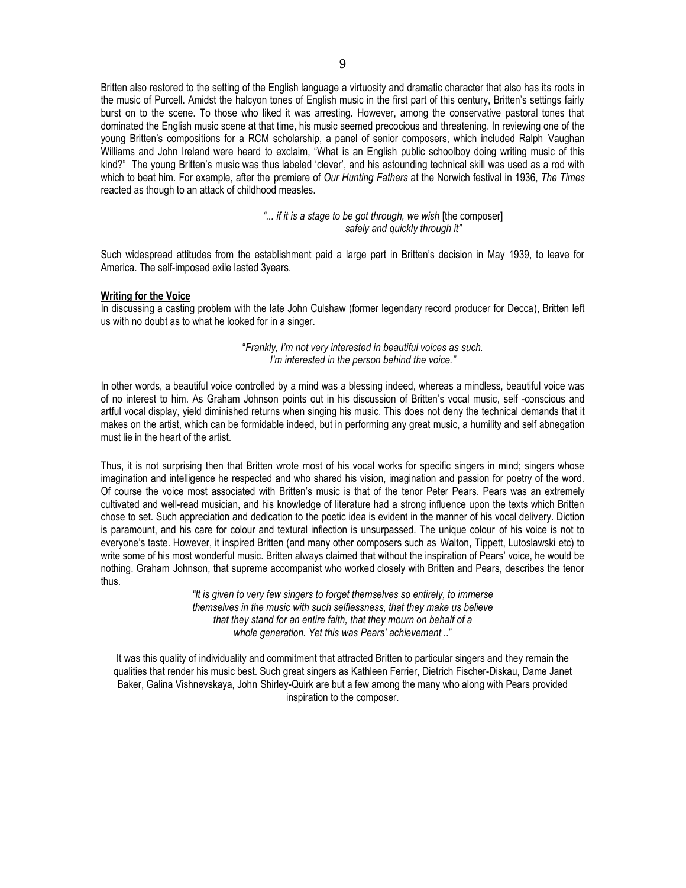Britten also restored to the setting of the English language a virtuosity and dramatic character that also has its roots in the music of Purcell. Amidst the halcyon tones of English music in the first part of this century, Britten's settings fairly burst on to the scene. To those who liked it was arresting. However, among the conservative pastoral tones that dominated the English music scene at that time, his music seemed precocious and threatening. In reviewing one of the young Britten's compositions for a RCM scholarship, a panel of senior composers, which included Ralph Vaughan Williams and John Ireland were heard to exclaim, "What is an English public schoolboy doing writing music of this kind?" The young Britten's music was thus labeled 'clever', and his astounding technical skill was used as a rod with which to beat him. For example, after the premiere of *Our Hunting Fathers* at the Norwich festival in 1936, *The Times* reacted as though to an attack of childhood measles.

> *"... if it is a stage to be got through, we wish* [the composer] *safely and quickly through it"*

Such widespread attitudes from the establishment paid a large part in Britten's decision in May 1939, to leave for America. The self-imposed exile lasted 3years.

**Writing for the Voice**

In discussing a casting problem with the late John Culshaw (former legendary record producer for Decca), Britten left us with no doubt as to what he looked for in a singer.

> "*Frankly, I'm not very interested in beautiful voices as such. I'm interested in the person behind the voice."*

In other words, a beautiful voice controlled by a mind was a blessing indeed, whereas a mindless, beautiful voice was of no interest to him. As Graham Johnson points out in his discussion of Britten's vocal music, self -conscious and artful vocal display, yield diminished returns when singing his music. This does not deny the technical demands that it makes on the artist, which can be formidable indeed, but in performing any great music, a humility and self abnegation must lie in the heart of the artist.

Thus, it is not surprising then that Britten wrote most of his vocal works for specific singers in mind; singers whose imagination and intelligence he respected and who shared his vision, imagination and passion for poetry of the word. Of course the voice most associated with Britten's music is that of the tenor Peter Pears. Pears was an extremely cultivated and well-read musician, and his knowledge of literature had a strong influence upon the texts which Britten chose to set. Such appreciation and dedication to the poetic idea is evident in the manner of his vocal delivery. Diction is paramount, and his care for colour and textural inflection is unsurpassed. The unique colour of his voice is not to everyone's taste. However, it inspired Britten (and many other composers such as Walton, Tippett, Lutoslawski etc) to write some of his most wonderful music. Britten always claimed that without the inspiration of Pears' voice, he would be nothing. Graham Johnson, that supreme accompanist who worked closely with Britten and Pears, describes the tenor thus.

> *"It is given to very few singers to forget themselves so entirely, to immerse themselves in the music with such selflessness, that they make us believe that they stand for an entire faith, that they mourn on behalf of a whole generation. Yet this was Pears' achievement ..*"

It was this quality of individuality and commitment that attracted Britten to particular singers and they remain the qualities that render his music best. Such great singers as Kathleen Ferrier, Dietrich Fischer-Diskau, Dame Janet Baker, Galina Vishnevskaya, John Shirley-Quirk are but a few among the many who along with Pears provided inspiration to the composer.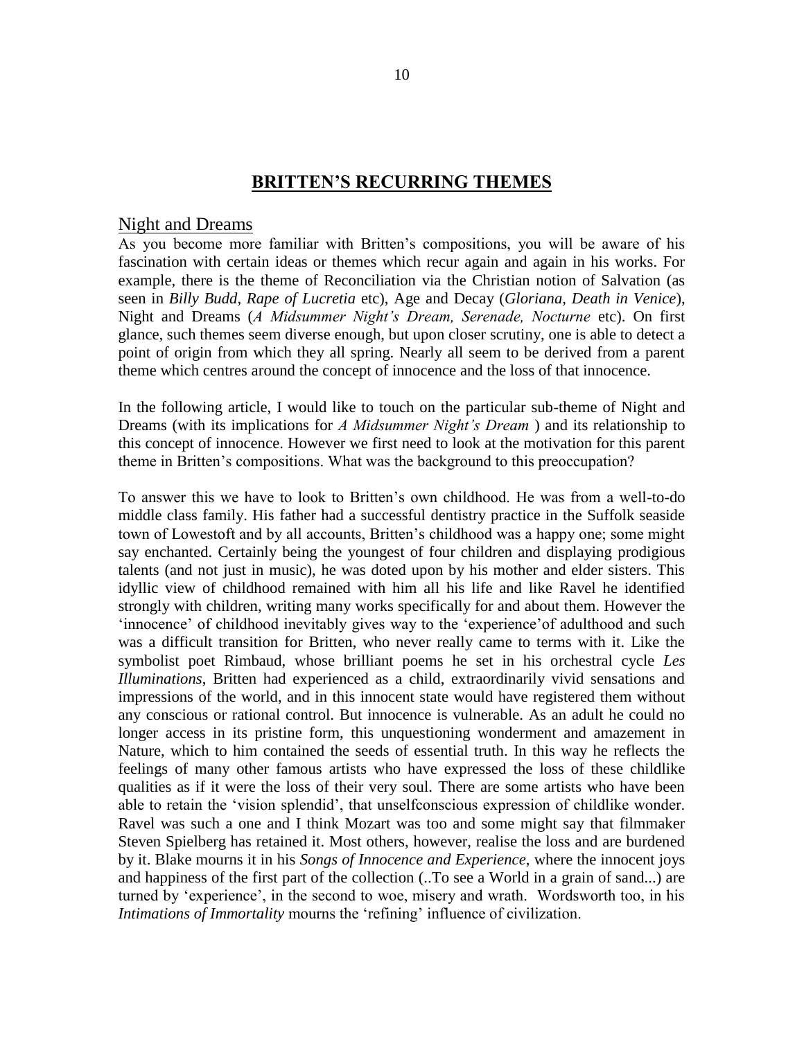# BRITTEN'S RECURRING THEMES

## Night and Dreams

As you become more familiar with Britten's compositions, you will be aware of his fascination with certain ideas or themes which recur again and again in his works. For example, there is the theme of Reconciliation via the Christian notion of Salvation (as seen in *Billy Budd, Rape of Lucretia* etc), Age and Decay (*Gloriana, Death in Venice*), Night and Dreams (*A Midsummer Night's Dream, Serenade, Nocturne* etc). On first glance, such themes seem diverse enough, but upon closer scrutiny, one is able to detect a point of origin from which they all spring. Nearly all seem to be derived from a parent theme which centres around the concept of innocence and the loss of that innocence.

In the following article, I would like to touch on the particular sub-theme of Night and Dreams (with its implications for *A Midsummer Night's Dream* ) and its relationship to this concept of innocence. However we first need to look at the motivation for this parent theme in Britten's compositions. What was the background to this preoccupation?

To answer this we have to look to Britten's own childhood. He was from a well-to-do middle class family. His father had a successful dentistry practice in the Suffolk seaside town of Lowestoft and by all accounts, Britten's childhood was a happy one; some might say enchanted. Certainly being the youngest of four children and displaying prodigious talents (and not just in music), he was doted upon by his mother and elder sisters. This idyllic view of childhood remained with him all his life and like Ravel he identified strongly with children, writing many works specifically for and about them. However the 'innocence' of childhood inevitably gives way to the 'experience'of adulthood and such was a difficult transition for Britten, who never really came to terms with it. Like the symbolist poet Rimbaud, whose brilliant poems he set in his orchestral cycle *Les Illuminations*, Britten had experienced as a child, extraordinarily vivid sensations and impressions of the world, and in this innocent state would have registered them without any conscious or rational control. But innocence is vulnerable. As an adult he could no longer access in its pristine form, this unquestioning wonderment and amazement in Nature, which to him contained the seeds of essential truth. In this way he reflects the feelings of many other famous artists who have expressed the loss of these childlike qualities as if it were the loss of their very soul. There are some artists who have been able to retain the 'vision splendid', that unselfconscious expression of childlike wonder. Ravel was such a one and I think Mozart was too and some might say that filmmaker Steven Spielberg has retained it. Most others, however, realise the loss and are burdened by it. Blake mourns it in his *Songs of Innocence and Experience*, where the innocent joys and happiness of the first part of the collection (..To see a World in a grain of sand...) are turned by 'experience', in the second to woe, misery and wrath. Wordsworth too, in his *Intimations of Immortality* mourns the 'refining' influence of civilization.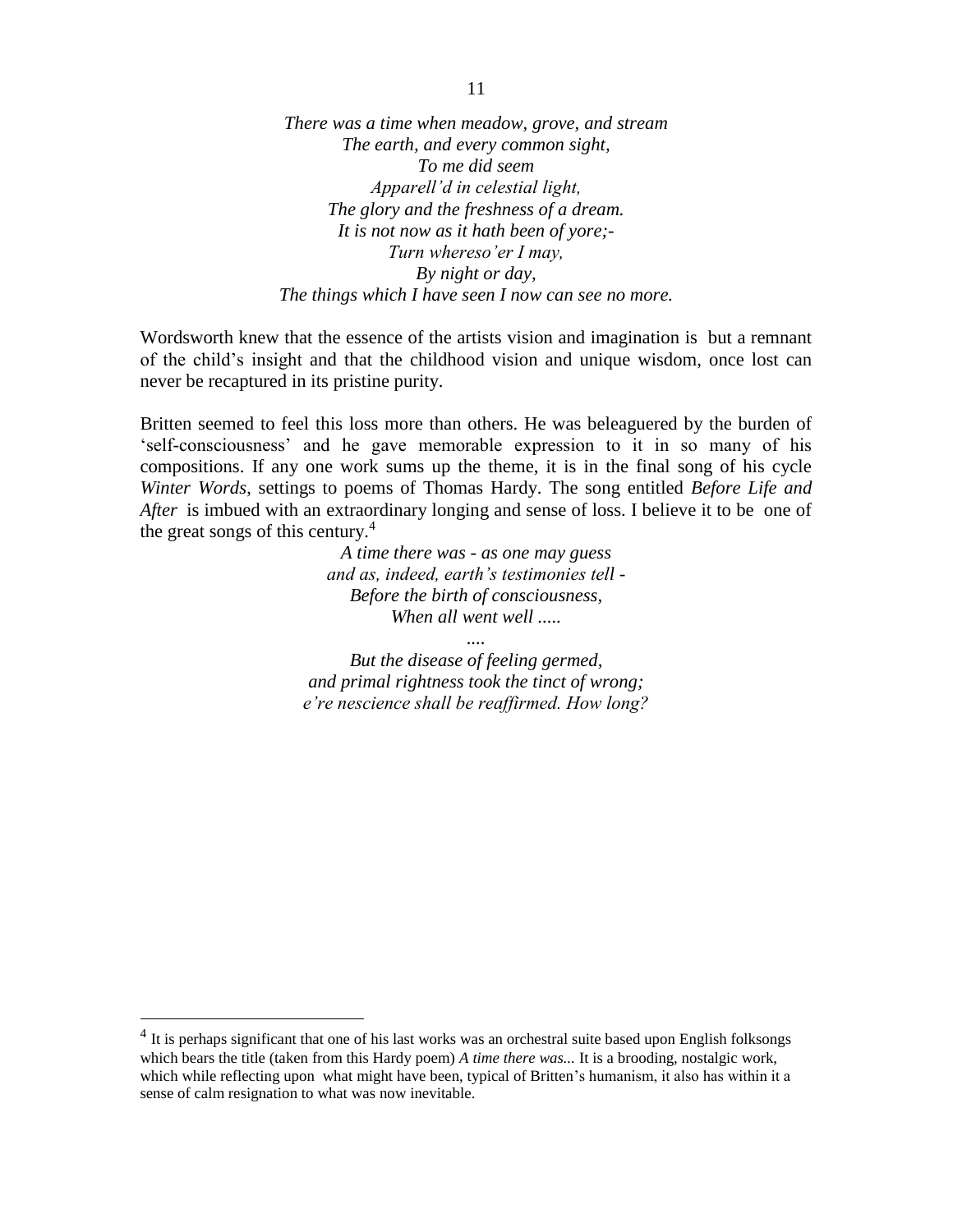*There was a time when meadow, grove, and stream*
*The earth, and every common sight,*
*To me did seem*
*Apparell'd in celestial light,*
*The glory and the freshness of a dream.*
*It is not now as it hath been of yore;-*
*Turn whereso'er I may,*
*By night or day,*
*The things which I have seen I now can see no more.*

Wordsworth knew that the essence of the artists vision and imagination is but a remnant of the child's insight and that the childhood vision and unique wisdom, once lost can never be recaptured in its pristine purity.

Britten seemed to feel this loss more than others. He was beleaguered by the burden of 'self-consciousness' and he gave memorable expression to it in so many of his compositions. If any one work sums up the theme, it is in the final song of his cycle *Winter Words*, settings to poems of Thomas Hardy. The song entitled *Before Life and After* is imbued with an extraordinary longing and sense of loss. I believe it to be one of the great songs of this century.[4]

*A time there was - as one may guess*
*and as, indeed, earth's testimonies tell -*
*Before the birth of consciousness,*
*When all went well .....*
*....*
*But the disease of feeling germed,*
*and primal rightness took the tinct of wrong;*
*e're nescience shall be reaffirmed. How long?*

---

[4] It is perhaps significant that one of his last works was an orchestral suite based upon English folksongs which bears the title (taken from this Hardy poem) *A time there was...* It is a brooding, nostalgic work, which while reflecting upon what might have been, typical of Britten's humanism, it also has within it a sense of calm resignation to what was now inevitable.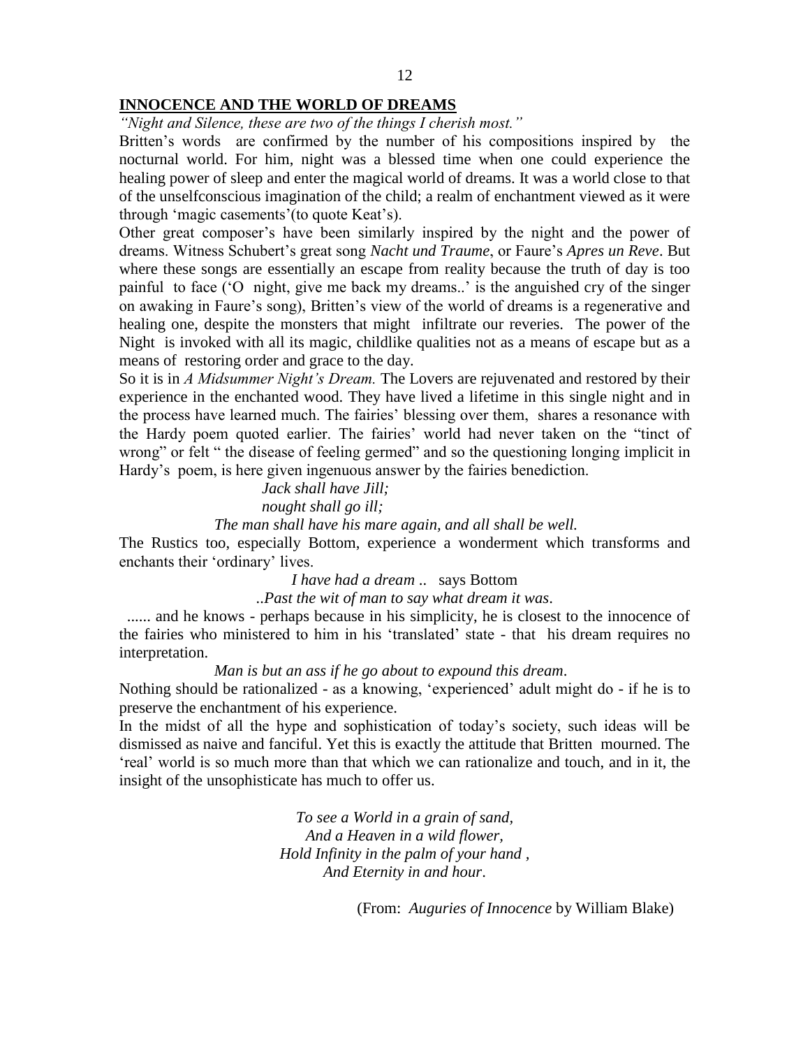## INNOCENCE AND THE WORLD OF DREAMS

*"Night and Silence, these are two of the things I cherish most."*

Britten's words are confirmed by the number of his compositions inspired by the nocturnal world. For him, night was a blessed time when one could experience the healing power of sleep and enter the magical world of dreams. It was a world close to that of the unselfconscious imagination of the child; a realm of enchantment viewed as it were through 'magic casements'(to quote Keat's).

Other great composer's have been similarly inspired by the night and the power of dreams. Witness Schubert's great song *Nacht und Traume*, or Faure's *Apres un Reve*. But where these songs are essentially an escape from reality because the truth of day is too painful to face ('O night, give me back my dreams..' is the anguished cry of the singer on awaking in Faure's song), Britten's view of the world of dreams is a regenerative and healing one, despite the monsters that might infiltrate our reveries. The power of the Night is invoked with all its magic, childlike qualities not as a means of escape but as a means of restoring order and grace to the day.

So it is in *A Midsummer Night's Dream.* The Lovers are rejuvenated and restored by their experience in the enchanted wood. They have lived a lifetime in this single night and in the process have learned much. The fairies' blessing over them, shares a resonance with the Hardy poem quoted earlier. The fairies' world had never taken on the "tinct of wrong" or felt " the disease of feeling germed" and so the questioning longing implicit in Hardy's poem, is here given ingenuous answer by the fairies benediction.

*Jack shall have Jill;*
*nought shall go ill;*
*The man shall have his mare again, and all shall be well.*

The Rustics too, especially Bottom, experience a wonderment which transforms and enchants their 'ordinary' lives.

*I have had a dream ..* says Bottom
*..Past the wit of man to say what dream it was*.

...... and he knows - perhaps because in his simplicity, he is closest to the innocence of the fairies who ministered to him in his 'translated' state - that his dream requires no interpretation.

*Man is but an ass if he go about to expound this dream*.

Nothing should be rationalized - as a knowing, 'experienced' adult might do - if he is to preserve the enchantment of his experience.

In the midst of all the hype and sophistication of today's society, such ideas will be dismissed as naive and fanciful. Yet this is exactly the attitude that Britten mourned. The 'real' world is so much more than that which we can rationalize and touch, and in it, the insight of the unsophisticate has much to offer us.

*To see a World in a grain of sand,*
*And a Heaven in a wild flower,*
*Hold Infinity in the palm of your hand ,*
*And Eternity in and hour*.

(From: *Auguries of Innocence* by William Blake)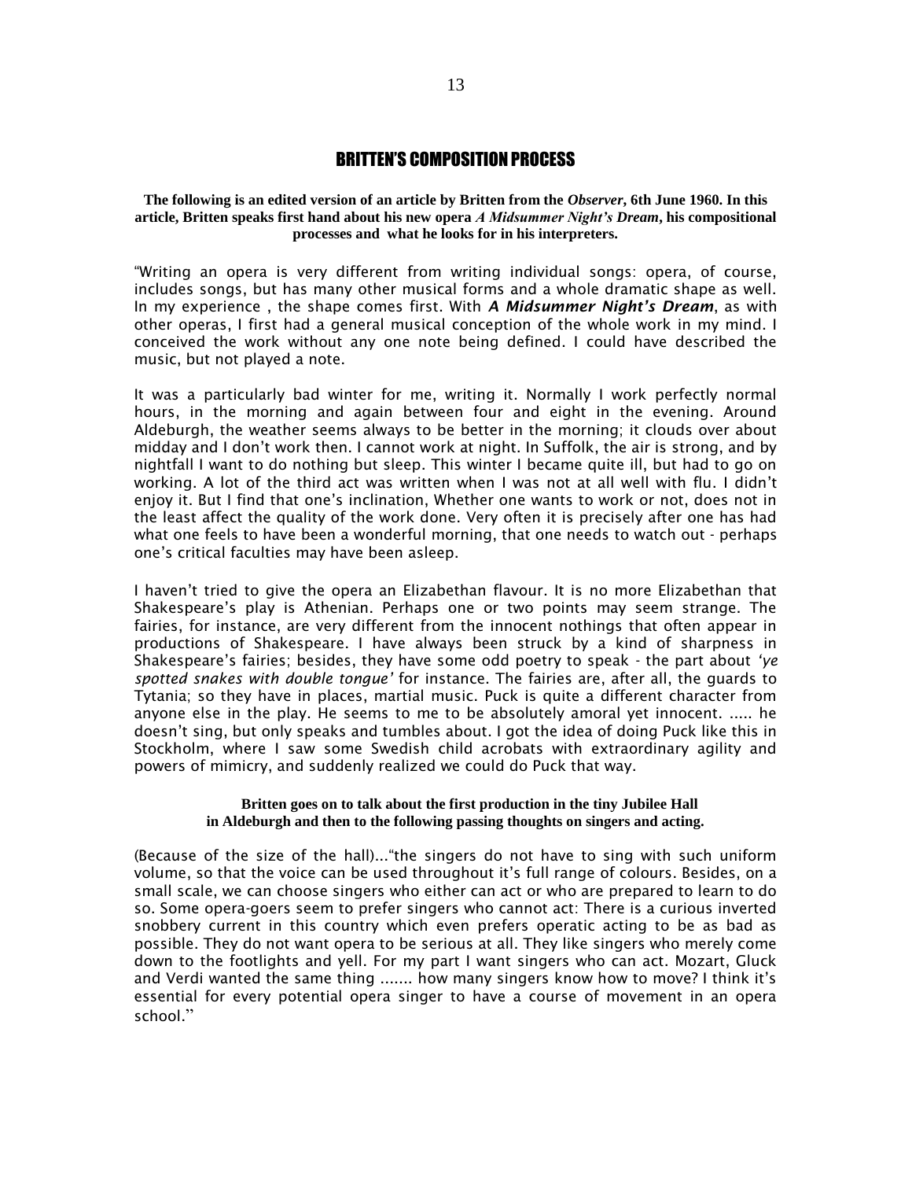## BRITTEN'S COMPOSITION PROCESS

**The following is an edited version of an article by Britten from the *Observer*, 6th June 1960. In this article, Britten speaks first hand about his new opera *A Midsummer Night's Dream*, his compositional processes and what he looks for in his interpreters.**

"Writing an opera is very different from writing individual songs: opera, of course, includes songs, but has many other musical forms and a whole dramatic shape as well. In my experience , the shape comes first. With ***A Midsummer Night's Dream***, as with other operas, I first had a general musical conception of the whole work in my mind. I conceived the work without any one note being defined. I could have described the music, but not played a note.

It was a particularly bad winter for me, writing it. Normally I work perfectly normal hours, in the morning and again between four and eight in the evening. Around Aldeburgh, the weather seems always to be better in the morning; it clouds over about midday and I don't work then. I cannot work at night. In Suffolk, the air is strong, and by nightfall I want to do nothing but sleep. This winter I became quite ill, but had to go on working. A lot of the third act was written when I was not at all well with flu. I didn't enjoy it. But I find that one's inclination, Whether one wants to work or not, does not in the least affect the quality of the work done. Very often it is precisely after one has had what one feels to have been a wonderful morning, that one needs to watch out - perhaps one's critical faculties may have been asleep.

I haven't tried to give the opera an Elizabethan flavour. It is no more Elizabethan that Shakespeare's play is Athenian. Perhaps one or two points may seem strange. The fairies, for instance, are very different from the innocent nothings that often appear in productions of Shakespeare. I have always been struck by a kind of sharpness in Shakespeare's fairies; besides, they have some odd poetry to speak - the part about *'ye spotted snakes with double tongue'* for instance. The fairies are, after all, the guards to Tytania; so they have in places, martial music. Puck is quite a different character from anyone else in the play. He seems to me to be absolutely amoral yet innocent. ..... he doesn't sing, but only speaks and tumbles about. I got the idea of doing Puck like this in Stockholm, where I saw some Swedish child acrobats with extraordinary agility and powers of mimicry, and suddenly realized we could do Puck that way.

**Britten goes on to talk about the first production in the tiny Jubilee Hall in Aldeburgh and then to the following passing thoughts on singers and acting.**

(Because of the size of the hall)..."the singers do not have to sing with such uniform volume, so that the voice can be used throughout it's full range of colours. Besides, on a small scale, we can choose singers who either can act or who are prepared to learn to do so. Some opera-goers seem to prefer singers who cannot act: There is a curious inverted snobbery current in this country which even prefers operatic acting to be as bad as possible. They do not want opera to be serious at all. They like singers who merely come down to the footlights and yell. For my part I want singers who can act. Mozart, Gluck and Verdi wanted the same thing ....... how many singers know how to move? I think it's essential for every potential opera singer to have a course of movement in an opera school."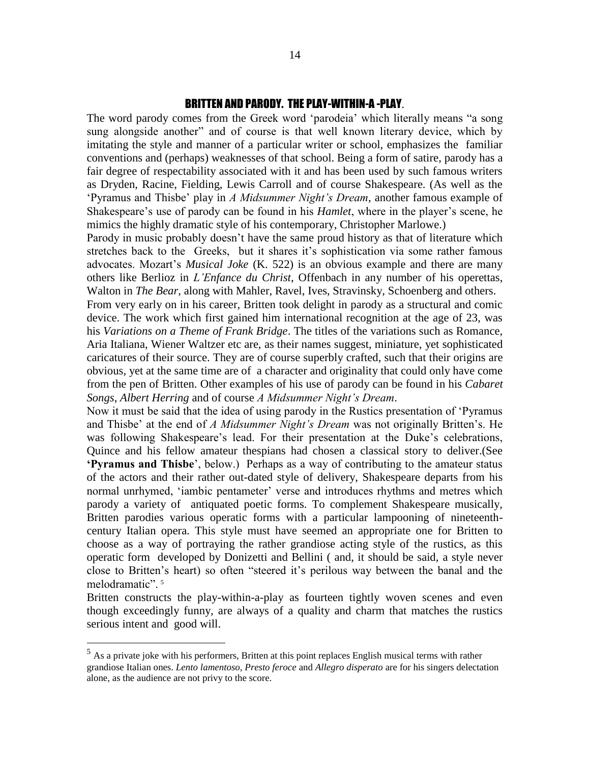## BRITTEN AND PARODY. THE PLAY-WITHIN-A -PLAY.

The word parody comes from the Greek word 'parodeia' which literally means "a song sung alongside another" and of course is that well known literary device, which by imitating the style and manner of a particular writer or school, emphasizes the familiar conventions and (perhaps) weaknesses of that school. Being a form of satire, parody has a fair degree of respectability associated with it and has been used by such famous writers as Dryden, Racine, Fielding, Lewis Carroll and of course Shakespeare. (As well as the 'Pyramus and Thisbe' play in *A Midsummer Night's Dream*, another famous example of Shakespeare's use of parody can be found in his *Hamlet*, where in the player's scene, he mimics the highly dramatic style of his contemporary, Christopher Marlowe.)

Parody in music probably doesn't have the same proud history as that of literature which stretches back to the Greeks, but it shares it's sophistication via some rather famous advocates. Mozart's *Musical Joke* (K. 522) is an obvious example and there are many others like Berlioz in *L'Enfance du Christ*, Offenbach in any number of his operettas, Walton in *The Bear*, along with Mahler, Ravel, Ives, Stravinsky, Schoenberg and others.

From very early on in his career, Britten took delight in parody as a structural and comic device. The work which first gained him international recognition at the age of 23, was his *Variations on a Theme of Frank Bridge*. The titles of the variations such as Romance, Aria Italiana, Wiener Waltzer etc are, as their names suggest, miniature, yet sophisticated caricatures of their source. They are of course superbly crafted, such that their origins are obvious, yet at the same time are of a character and originality that could only have come from the pen of Britten. Other examples of his use of parody can be found in his *Cabaret Songs*, *Albert Herring* and of course *A Midsummer Night's Dream*.

Now it must be said that the idea of using parody in the Rustics presentation of 'Pyramus and Thisbe' at the end of *A Midsummer Night's Dream* was not originally Britten's. He was following Shakespeare's lead. For their presentation at the Duke's celebrations, Quince and his fellow amateur thespians had chosen a classical story to deliver.(See **'Pyramus and Thisbe**', below.) Perhaps as a way of contributing to the amateur status of the actors and their rather out-dated style of delivery, Shakespeare departs from his normal unrhymed, 'iambic pentameter' verse and introduces rhythms and metres which parody a variety of antiquated poetic forms. To complement Shakespeare musically, Britten parodies various operatic forms with a particular lampooning of nineteenth-century Italian opera. This style must have seemed an appropriate one for Britten to choose as a way of portraying the rather grandiose acting style of the rustics, as this operatic form developed by Donizetti and Bellini ( and, it should be said, a style never close to Britten's heart) so often "steered it's perilous way between the banal and the melodramatic". [5]

Britten constructs the play-within-a-play as fourteen tightly woven scenes and even though exceedingly funny, are always of a quality and charm that matches the rustics serious intent and good will.

[5] As a private joke with his performers, Britten at this point replaces English musical terms with rather grandiose Italian ones. *Lento lamentoso*, *Presto feroce* and *Allegro disperato* are for his singers delectation alone, as the audience are not privy to the score.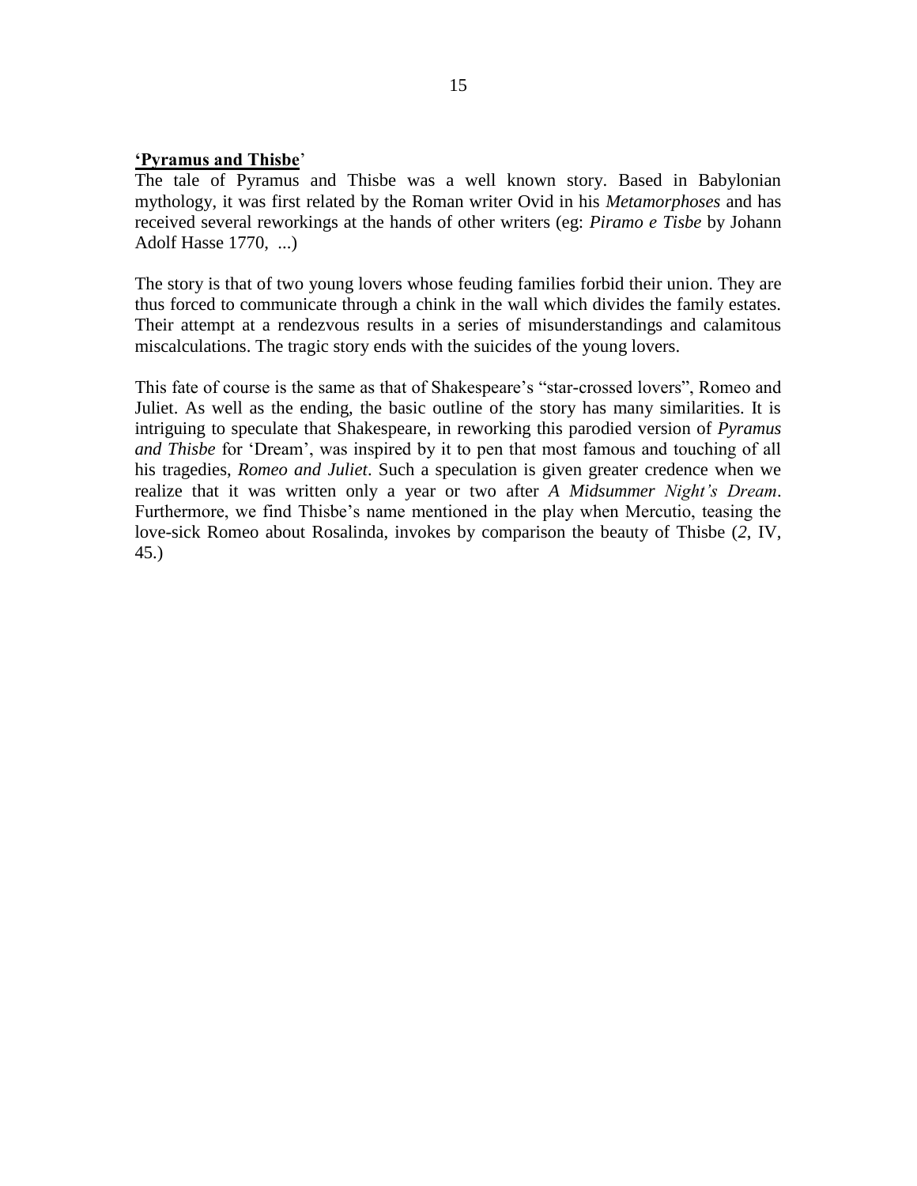**'Pyramus and Thisbe'**

The tale of Pyramus and Thisbe was a well known story. Based in Babylonian mythology, it was first related by the Roman writer Ovid in his *Metamorphoses* and has received several reworkings at the hands of other writers (eg: *Piramo e Tisbe* by Johann Adolf Hasse 1770, ...)

The story is that of two young lovers whose feuding families forbid their union. They are thus forced to communicate through a chink in the wall which divides the family estates. Their attempt at a rendezvous results in a series of misunderstandings and calamitous miscalculations. The tragic story ends with the suicides of the young lovers.

This fate of course is the same as that of Shakespeare's "star-crossed lovers", Romeo and Juliet. As well as the ending, the basic outline of the story has many similarities. It is intriguing to speculate that Shakespeare, in reworking this parodied version of *Pyramus and Thisbe* for 'Dream', was inspired by it to pen that most famous and touching of all his tragedies, *Romeo and Juliet*. Such a speculation is given greater credence when we realize that it was written only a year or two after *A Midsummer Night's Dream*. Furthermore, we find Thisbe's name mentioned in the play when Mercutio, teasing the love-sick Romeo about Rosalinda, invokes by comparison the beauty of Thisbe (*2*, IV, 45.)